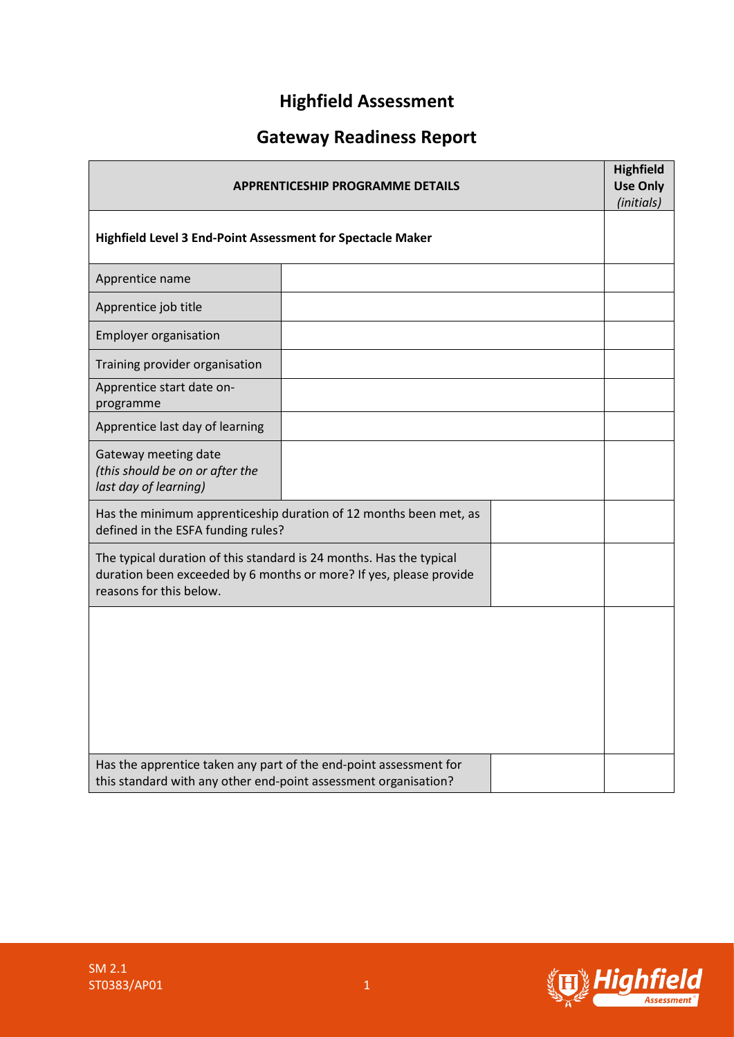# Highfield Assessment

## Gateway Readiness Report

| APPRENTICESHIP PROGRAMME DETAILS | | | Highfield Use Only *(initials)* |
|---|---|---|---|
| **Highfield Level 3 End-Point Assessment for Spectacle Maker** | | | |
| Apprentice name | | | |
| Apprentice job title | | | |
| Employer organisation | | | |
| Training provider organisation | | | |
| Apprentice start date on-programme | | | |
| Apprentice last day of learning | | | |
| Gateway meeting date *(this should be on or after the last day of learning)* | | | |
| Has the minimum apprenticeship duration of 12 months been met, as defined in the ESFA funding rules? | | | |
| The typical duration of this standard is 24 months. Has the typical duration been exceeded by 6 months or more? If yes, please provide reasons for this below. | | | |
| | | | |
| Has the apprentice taken any part of the end-point assessment for this standard with any other end-point assessment organisation? | | | |

SM 2.1
ST0383/AP01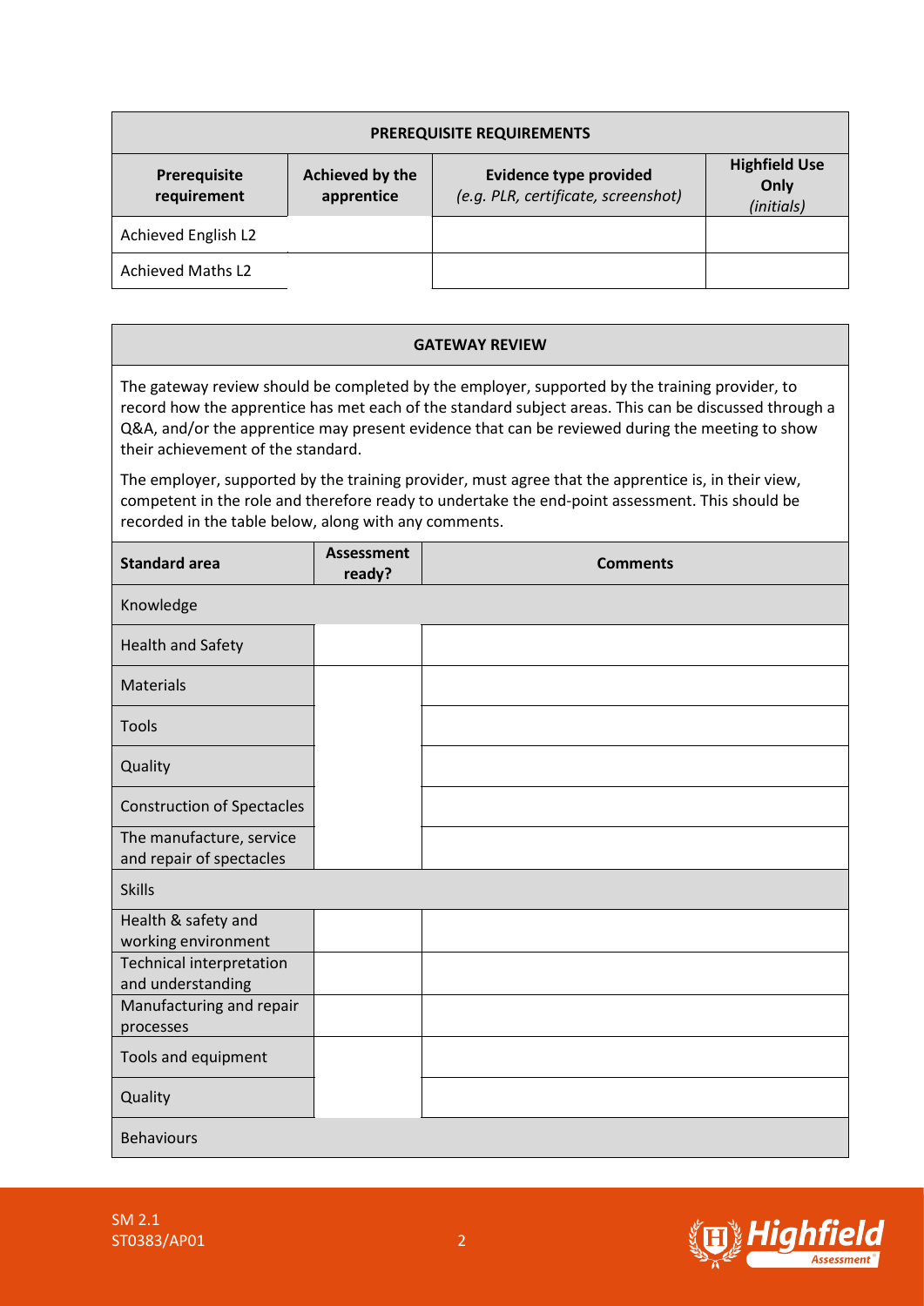| PREREQUISITE REQUIREMENTS | | | |
|---|---|---|---|
| **Prerequisite requirement** | **Achieved by the apprentice** | **Evidence type provided** *(e.g. PLR, certificate, screenshot)* | **Highfield Use Only** *(initials)* |
| Achieved English L2 | | | |
| Achieved Maths L2 | | | |

**GATEWAY REVIEW**

The gateway review should be completed by the employer, supported by the training provider, to record how the apprentice has met each of the standard subject areas. This can be discussed through a Q&A, and/or the apprentice may present evidence that can be reviewed during the meeting to show their achievement of the standard.

The employer, supported by the training provider, must agree that the apprentice is, in their view, competent in the role and therefore ready to undertake the end-point assessment. This should be recorded in the table below, along with any comments.

| Standard area | Assessment ready? | Comments |
|---|---|---|
| Knowledge | | |
| Health and Safety | | |
| Materials | | |
| Tools | | |
| Quality | | |
| Construction of Spectacles | | |
| The manufacture, service and repair of spectacles | | |
| Skills | | |
| Health & safety and working environment | | |
| Technical interpretation and understanding | | |
| Manufacturing and repair processes | | |
| Tools and equipment | | |
| Quality | | |
| Behaviours | | |

SM 2.1
ST0383/AP01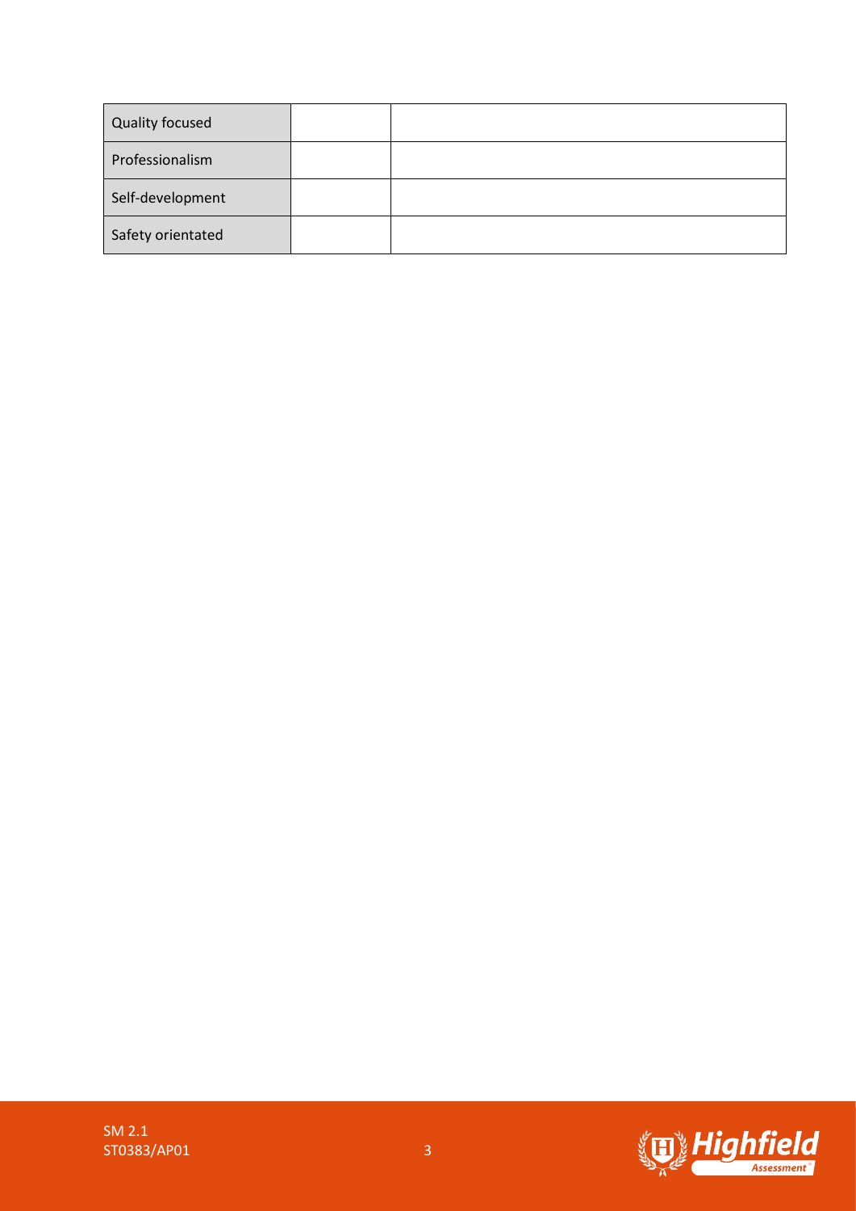| Quality focused | | |
|---|---|---|
| Professionalism | | |
| Self-development | | |
| Safety orientated | | |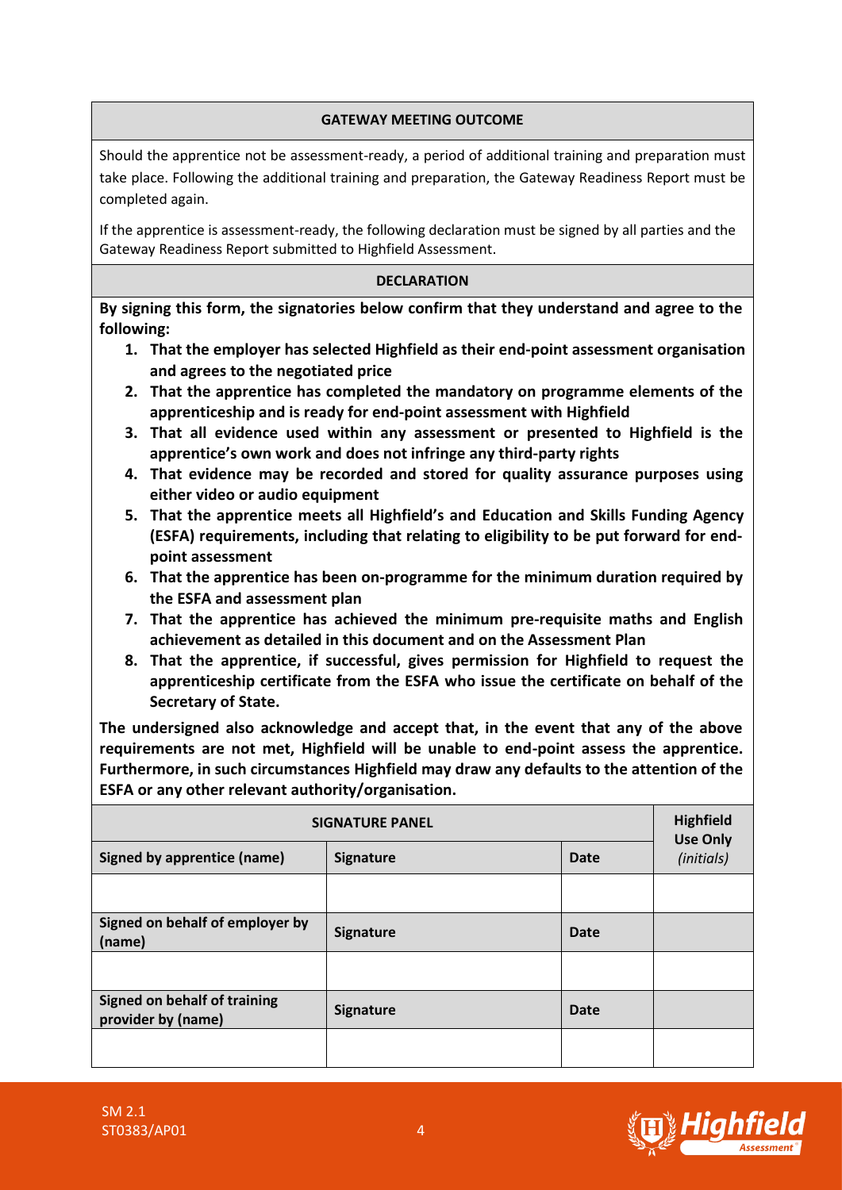**GATEWAY MEETING OUTCOME**

Should the apprentice not be assessment-ready, a period of additional training and preparation must take place. Following the additional training and preparation, the Gateway Readiness Report must be completed again.

If the apprentice is assessment-ready, the following declaration must be signed by all parties and the Gateway Readiness Report submitted to Highfield Assessment.

**DECLARATION**

**By signing this form, the signatories below confirm that they understand and agree to the following:**

1. **That the employer has selected Highfield as their end-point assessment organisation and agrees to the negotiated price**
2. **That the apprentice has completed the mandatory on programme elements of the apprenticeship and is ready for end-point assessment with Highfield**
3. **That all evidence used within any assessment or presented to Highfield is the apprentice's own work and does not infringe any third-party rights**
4. **That evidence may be recorded and stored for quality assurance purposes using either video or audio equipment**
5. **That the apprentice meets all Highfield's and Education and Skills Funding Agency (ESFA) requirements, including that relating to eligibility to be put forward for end-point assessment**
6. **That the apprentice has been on-programme for the minimum duration required by the ESFA and assessment plan**
7. **That the apprentice has achieved the minimum pre-requisite maths and English achievement as detailed in this document and on the Assessment Plan**
8. **That the apprentice, if successful, gives permission for Highfield to request the apprenticeship certificate from the ESFA who issue the certificate on behalf of the Secretary of State.**

**The undersigned also acknowledge and accept that, in the event that any of the above requirements are not met, Highfield will be unable to end-point assess the apprentice. Furthermore, in such circumstances Highfield may draw any defaults to the attention of the ESFA or any other relevant authority/organisation.**

| SIGNATURE PANEL | | | Highfield Use Only *(initials)* |
|---|---|---|---|
| **Signed by apprentice (name)** | **Signature** | **Date** | |
| | | | |
| **Signed on behalf of employer by (name)** | **Signature** | **Date** | |
| | | | |
| **Signed on behalf of training provider by (name)** | **Signature** | **Date** | |
| | | | |

SM 2.1
ST0383/AP01